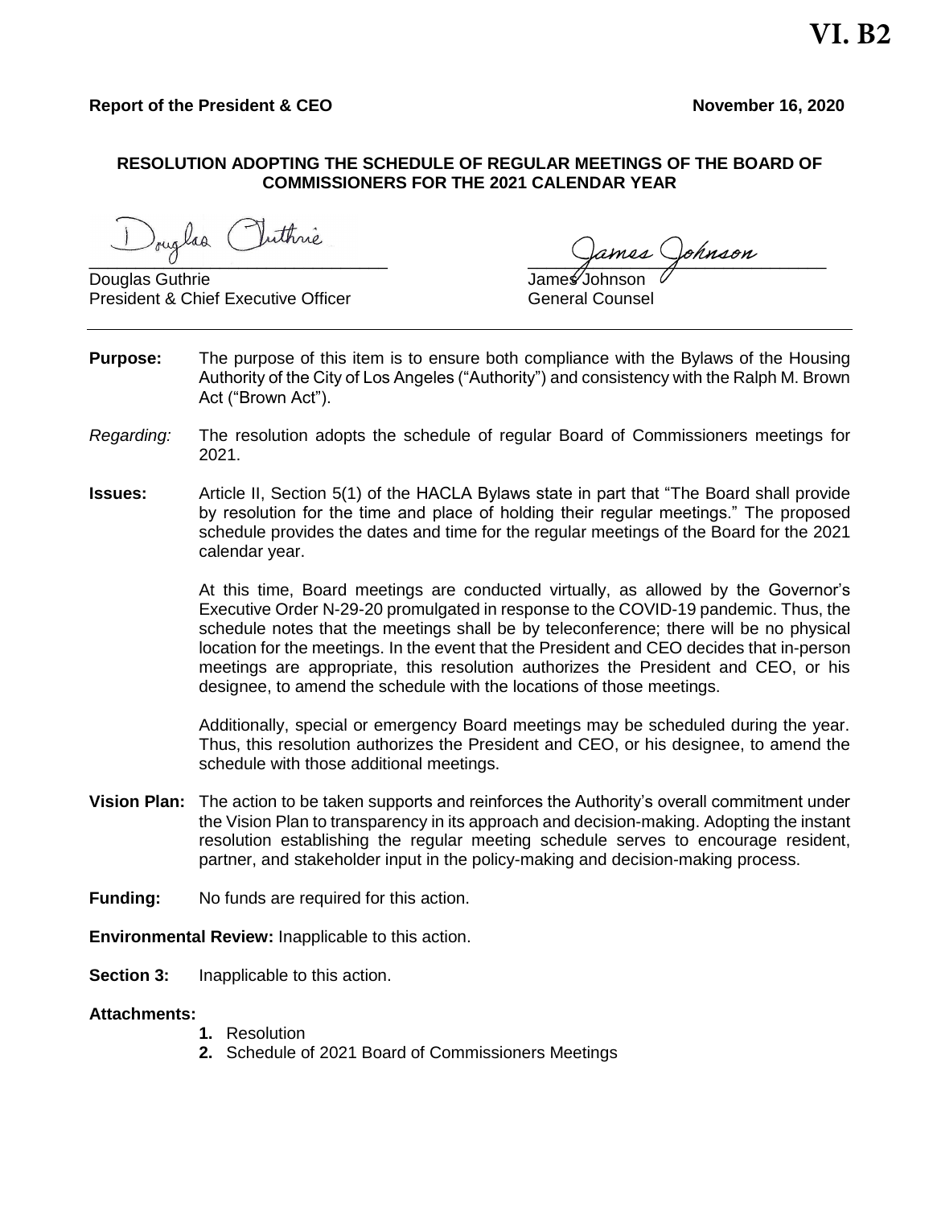**VI. B2**

**Report of the President & CEO** **November 16, 2020**

**RESOLUTION ADOPTING THE SCHEDULE OF REGULAR MEETINGS OF THE BOARD OF COMMISSIONERS FOR THE 2021 CALENDAR YEAR**

Douglas Guthrie
President & Chief Executive Officer

James Johnson
General Counsel

---

**Purpose:** The purpose of this item is to ensure both compliance with the Bylaws of the Housing Authority of the City of Los Angeles ("Authority") and consistency with the Ralph M. Brown Act ("Brown Act").

*Regarding:* The resolution adopts the schedule of regular Board of Commissioners meetings for 2021.

**Issues:** Article II, Section 5(1) of the HACLA Bylaws state in part that "The Board shall provide by resolution for the time and place of holding their regular meetings." The proposed schedule provides the dates and time for the regular meetings of the Board for the 2021 calendar year.

At this time, Board meetings are conducted virtually, as allowed by the Governor's Executive Order N-29-20 promulgated in response to the COVID-19 pandemic. Thus, the schedule notes that the meetings shall be by teleconference; there will be no physical location for the meetings. In the event that the President and CEO decides that in-person meetings are appropriate, this resolution authorizes the President and CEO, or his designee, to amend the schedule with the locations of those meetings.

Additionally, special or emergency Board meetings may be scheduled during the year. Thus, this resolution authorizes the President and CEO, or his designee, to amend the schedule with those additional meetings.

**Vision Plan:** The action to be taken supports and reinforces the Authority's overall commitment under the Vision Plan to transparency in its approach and decision-making. Adopting the instant resolution establishing the regular meeting schedule serves to encourage resident, partner, and stakeholder input in the policy-making and decision-making process.

**Funding:** No funds are required for this action.

**Environmental Review:** Inapplicable to this action.

**Section 3:** Inapplicable to this action.

**Attachments:**

1. Resolution
2. Schedule of 2021 Board of Commissioners Meetings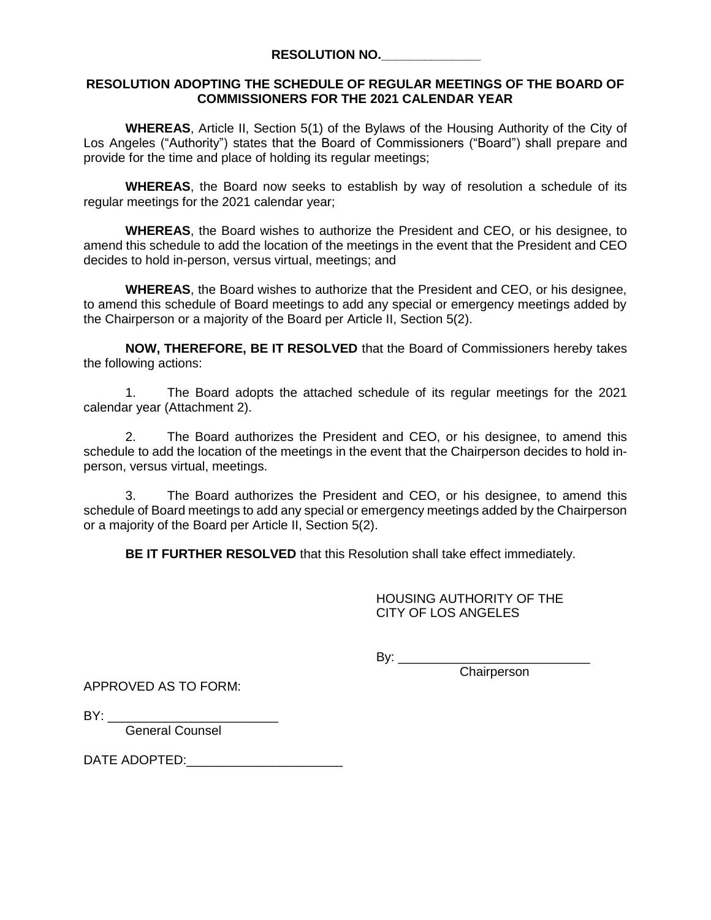**RESOLUTION NO.______________**

**RESOLUTION ADOPTING THE SCHEDULE OF REGULAR MEETINGS OF THE BOARD OF COMMISSIONERS FOR THE 2021 CALENDAR YEAR**

**WHEREAS**, Article II, Section 5(1) of the Bylaws of the Housing Authority of the City of Los Angeles ("Authority") states that the Board of Commissioners ("Board") shall prepare and provide for the time and place of holding its regular meetings;

**WHEREAS**, the Board now seeks to establish by way of resolution a schedule of its regular meetings for the 2021 calendar year;

**WHEREAS**, the Board wishes to authorize the President and CEO, or his designee, to amend this schedule to add the location of the meetings in the event that the President and CEO decides to hold in-person, versus virtual, meetings; and

**WHEREAS**, the Board wishes to authorize that the President and CEO, or his designee, to amend this schedule of Board meetings to add any special or emergency meetings added by the Chairperson or a majority of the Board per Article II, Section 5(2).

**NOW, THEREFORE, BE IT RESOLVED** that the Board of Commissioners hereby takes the following actions:

1. The Board adopts the attached schedule of its regular meetings for the 2021 calendar year (Attachment 2).

2. The Board authorizes the President and CEO, or his designee, to amend this schedule to add the location of the meetings in the event that the Chairperson decides to hold in-person, versus virtual, meetings.

3. The Board authorizes the President and CEO, or his designee, to amend this schedule of Board meetings to add any special or emergency meetings added by the Chairperson or a majority of the Board per Article II, Section 5(2).

**BE IT FURTHER RESOLVED** that this Resolution shall take effect immediately.

HOUSING AUTHORITY OF THE CITY OF LOS ANGELES

By: ___________________________
Chairperson

APPROVED AS TO FORM:

BY: ________________________
General Counsel

DATE ADOPTED:______________________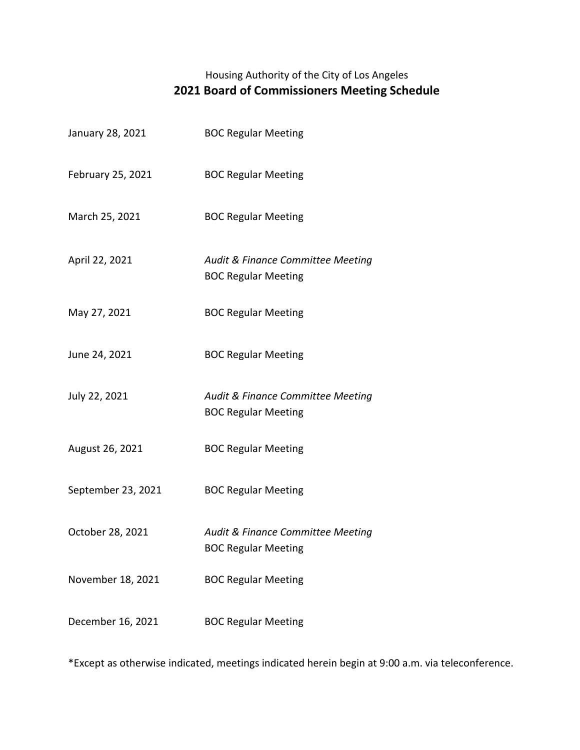Housing Authority of the City of Los Angeles

# 2021 Board of Commissioners Meeting Schedule

| | |
|---|---|
| January 28, 2021 | BOC Regular Meeting |
| February 25, 2021 | BOC Regular Meeting |
| March 25, 2021 | BOC Regular Meeting |
| April 22, 2021 | *Audit & Finance Committee Meeting*<br>BOC Regular Meeting |
| May 27, 2021 | BOC Regular Meeting |
| June 24, 2021 | BOC Regular Meeting |
| July 22, 2021 | *Audit & Finance Committee Meeting*<br>BOC Regular Meeting |
| August 26, 2021 | BOC Regular Meeting |
| September 23, 2021 | BOC Regular Meeting |
| October 28, 2021 | *Audit & Finance Committee Meeting*<br>BOC Regular Meeting |
| November 18, 2021 | BOC Regular Meeting |
| December 16, 2021 | BOC Regular Meeting |

*Except as otherwise indicated, meetings indicated herein begin at 9:00 a.m. via teleconference.